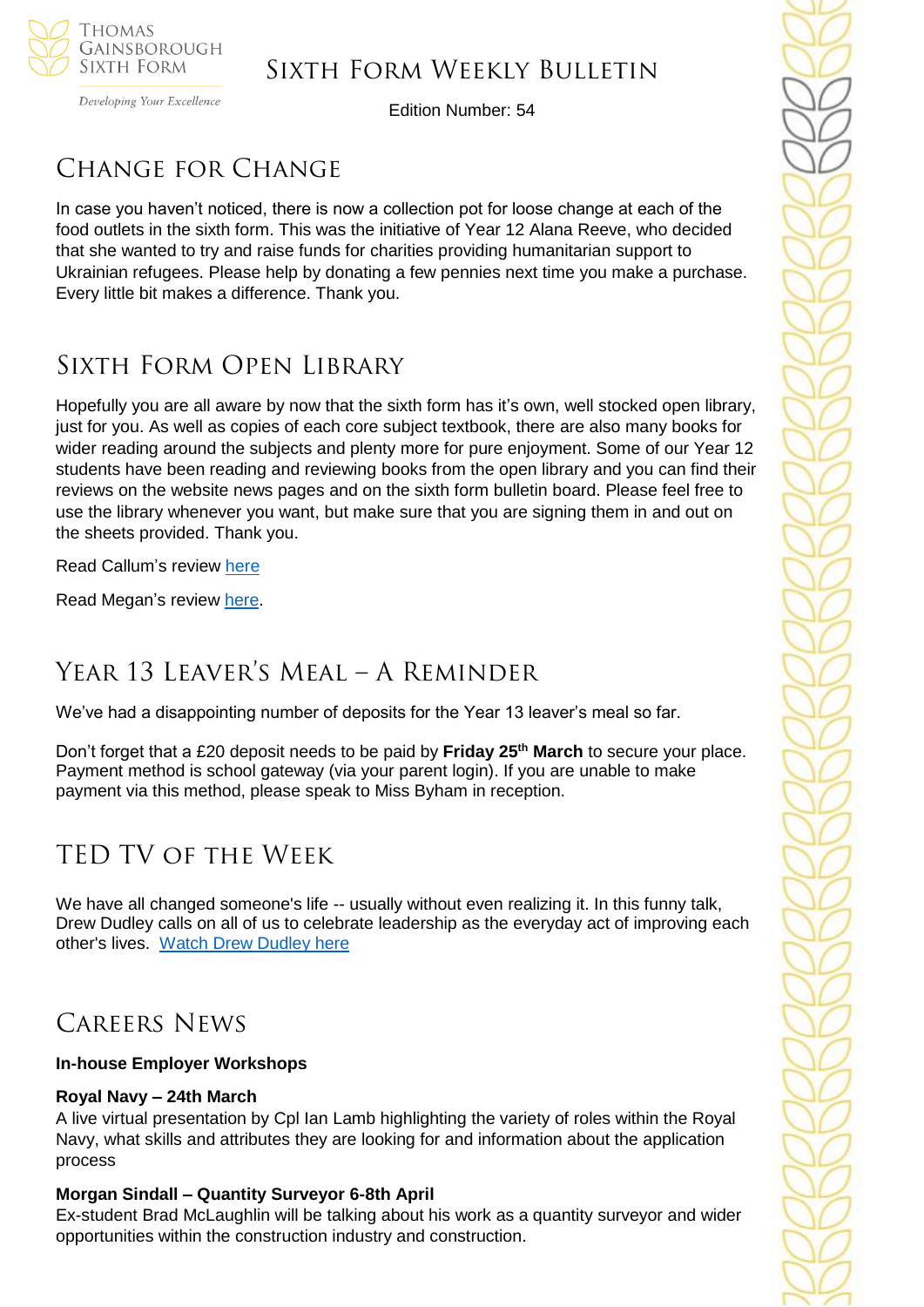# Sixth Form Weekly Bulletin

Edition Number: 54

## Change for Change

In case you haven't noticed, there is now a collection pot for loose change at each of the food outlets in the sixth form. This was the initiative of Year 12 Alana Reeve, who decided that she wanted to try and raise funds for charities providing humanitarian support to Ukrainian refugees. Please help by donating a few pennies next time you make a purchase. Every little bit makes a difference. Thank you.

## Sixth Form Open Library

Hopefully you are all aware by now that the sixth form has it's own, well stocked open library, just for you. As well as copies of each core subject textbook, there are also many books for wider reading around the subjects and plenty more for pure enjoyment. Some of our Year 12 students have been reading and reviewing books from the open library and you can find their reviews on the website news pages and on the sixth form bulletin board. Please feel free to use the library whenever you want, but make sure that you are signing them in and out on the sheets provided. Thank you.

Read Callum's review here

Read Megan's review here.

## Year 13 Leaver's Meal – A Reminder

We've had a disappointing number of deposits for the Year 13 leaver's meal so far.

Don't forget that a £20 deposit needs to be paid by **Friday 25th March** to secure your place. Payment method is school gateway (via your parent login). If you are unable to make payment via this method, please speak to Miss Byham in reception.

## TED TV of the Week

We have all changed someone's life -- usually without even realizing it. In this funny talk, Drew Dudley calls on all of us to celebrate leadership as the everyday act of improving each other's lives. Watch Drew Dudley here

## Careers News

**In-house Employer Workshops**

**Royal Navy – 24th March**
A live virtual presentation by Cpl Ian Lamb highlighting the variety of roles within the Royal Navy, what skills and attributes they are looking for and information about the application process

**Morgan Sindall – Quantity Surveyor 6-8th April**
Ex-student Brad McLaughlin will be talking about his work as a quantity surveyor and wider opportunities within the construction industry and construction.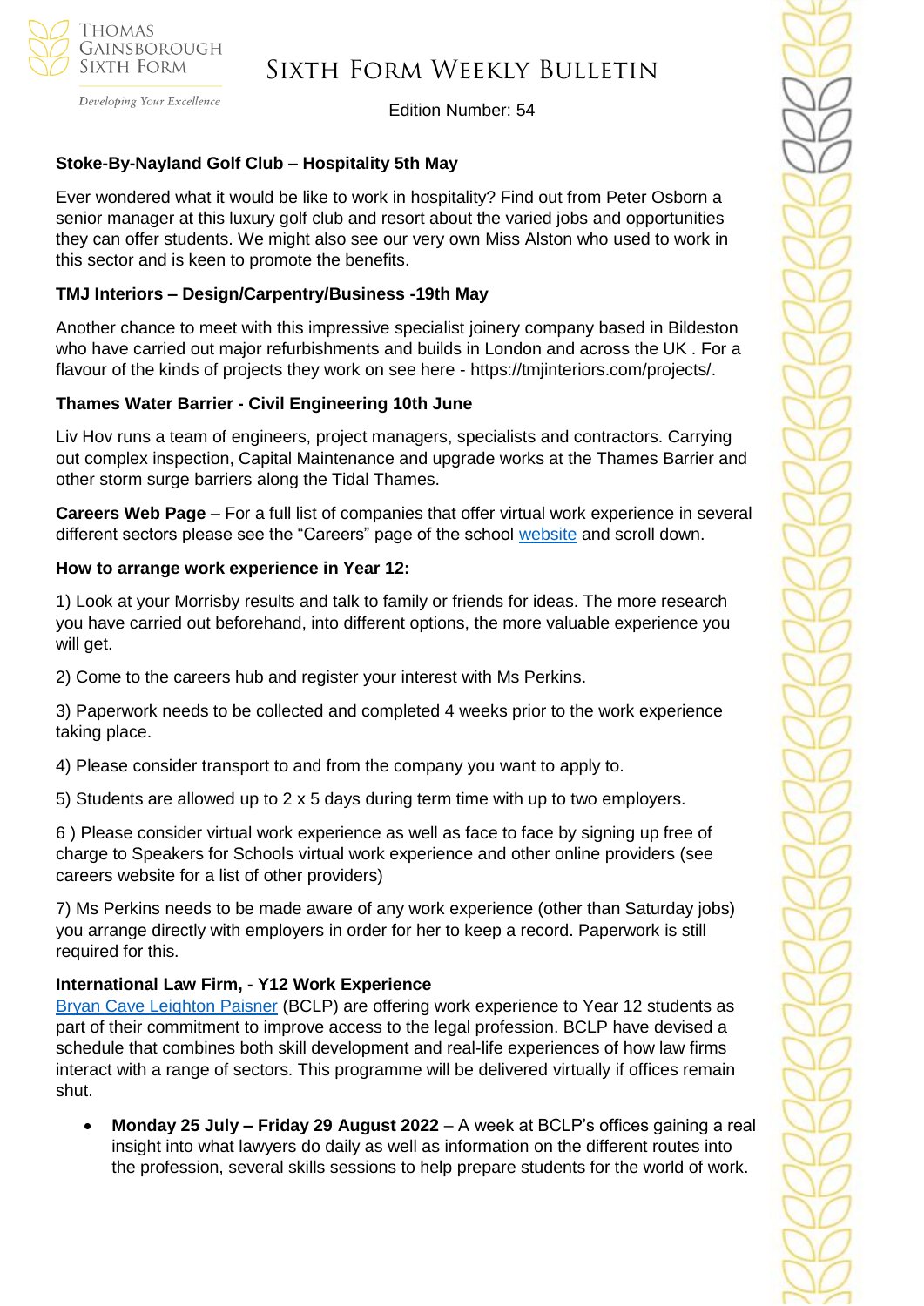**Stoke-By-Nayland Golf Club – Hospitality 5th May**

Ever wondered what it would be like to work in hospitality? Find out from Peter Osborn a senior manager at this luxury golf club and resort about the varied jobs and opportunities they can offer students. We might also see our very own Miss Alston who used to work in this sector and is keen to promote the benefits.

**TMJ Interiors – Design/Carpentry/Business -19th May**

Another chance to meet with this impressive specialist joinery company based in Bildeston who have carried out major refurbishments and builds in London and across the UK . For a flavour of the kinds of projects they work on see here - https://tmjinteriors.com/projects/.

**Thames Water Barrier - Civil Engineering 10th June**

Liv Hov runs a team of engineers, project managers, specialists and contractors. Carrying out complex inspection, Capital Maintenance and upgrade works at the Thames Barrier and other storm surge barriers along the Tidal Thames.

**Careers Web Page** – For a full list of companies that offer virtual work experience in several different sectors please see the "Careers" page of the school website and scroll down.

**How to arrange work experience in Year 12:**

1) Look at your Morrisby results and talk to family or friends for ideas. The more research you have carried out beforehand, into different options, the more valuable experience you will get.

2) Come to the careers hub and register your interest with Ms Perkins.

3) Paperwork needs to be collected and completed 4 weeks prior to the work experience taking place.

4) Please consider transport to and from the company you want to apply to.

5) Students are allowed up to 2 x 5 days during term time with up to two employers.

6 ) Please consider virtual work experience as well as face to face by signing up free of charge to Speakers for Schools virtual work experience and other online providers (see careers website for a list of other providers)

7) Ms Perkins needs to be made aware of any work experience (other than Saturday jobs) you arrange directly with employers in order for her to keep a record. Paperwork is still required for this.

**International Law Firm, - Y12 Work Experience**

Bryan Cave Leighton Paisner (BCLP) are offering work experience to Year 12 students as part of their commitment to improve access to the legal profession. BCLP have devised a schedule that combines both skill development and real-life experiences of how law firms interact with a range of sectors. This programme will be delivered virtually if offices remain shut.

- **Monday 25 July – Friday 29 August 2022** – A week at BCLP's offices gaining a real insight into what lawyers do daily as well as information on the different routes into the profession, several skills sessions to help prepare students for the world of work.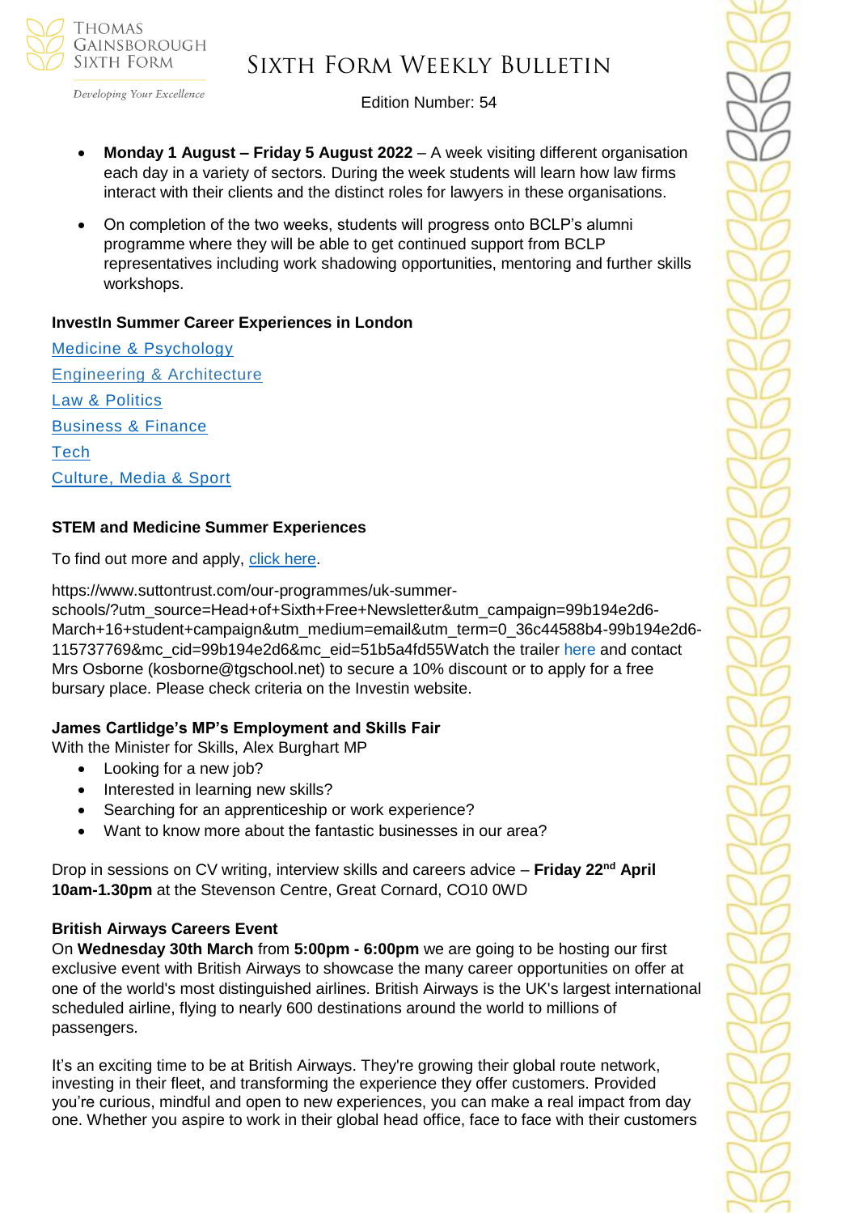- **Monday 1 August – Friday 5 August 2022** – A week visiting different organisation each day in a variety of sectors. During the week students will learn how law firms interact with their clients and the distinct roles for lawyers in these organisations.
- On completion of the two weeks, students will progress onto BCLP's alumni programme where they will be able to get continued support from BCLP representatives including work shadowing opportunities, mentoring and further skills workshops.

**InvestIn Summer Career Experiences in London**

Medicine & Psychology

Engineering & Architecture

Law & Politics

Business & Finance

Tech

Culture, Media & Sport

**STEM and Medicine Summer Experiences**

To find out more and apply, click here.

https://www.suttontrust.com/our-programmes/uk-summer-schools/?utm_source=Head+of+Sixth+Free+Newsletter&utm_campaign=99b194e2d6-March+16+student+campaign&utm_medium=email&utm_term=0_36c44588b4-99b194e2d6-115737769&mc_cid=99b194e2d6&mc_eid=51b5a4fd55Watch the trailer here and contact Mrs Osborne (kosborne@tgschool.net) to secure a 10% discount or to apply for a free bursary place. Please check criteria on the Investin website.

**James Cartlidge's MP's Employment and Skills Fair**

With the Minister for Skills, Alex Burghart MP

- Looking for a new job?
- Interested in learning new skills?
- Searching for an apprenticeship or work experience?
- Want to know more about the fantastic businesses in our area?

Drop in sessions on CV writing, interview skills and careers advice – **Friday 22nd April 10am-1.30pm** at the Stevenson Centre, Great Cornard, CO10 0WD

**British Airways Careers Event**

On **Wednesday 30th March** from **5:00pm - 6:00pm** we are going to be hosting our first exclusive event with British Airways to showcase the many career opportunities on offer at one of the world's most distinguished airlines. British Airways is the UK's largest international scheduled airline, flying to nearly 600 destinations around the world to millions of passengers.

It's an exciting time to be at British Airways. They're growing their global route network, investing in their fleet, and transforming the experience they offer customers. Provided you're curious, mindful and open to new experiences, you can make a real impact from day one. Whether you aspire to work in their global head office, face to face with their customers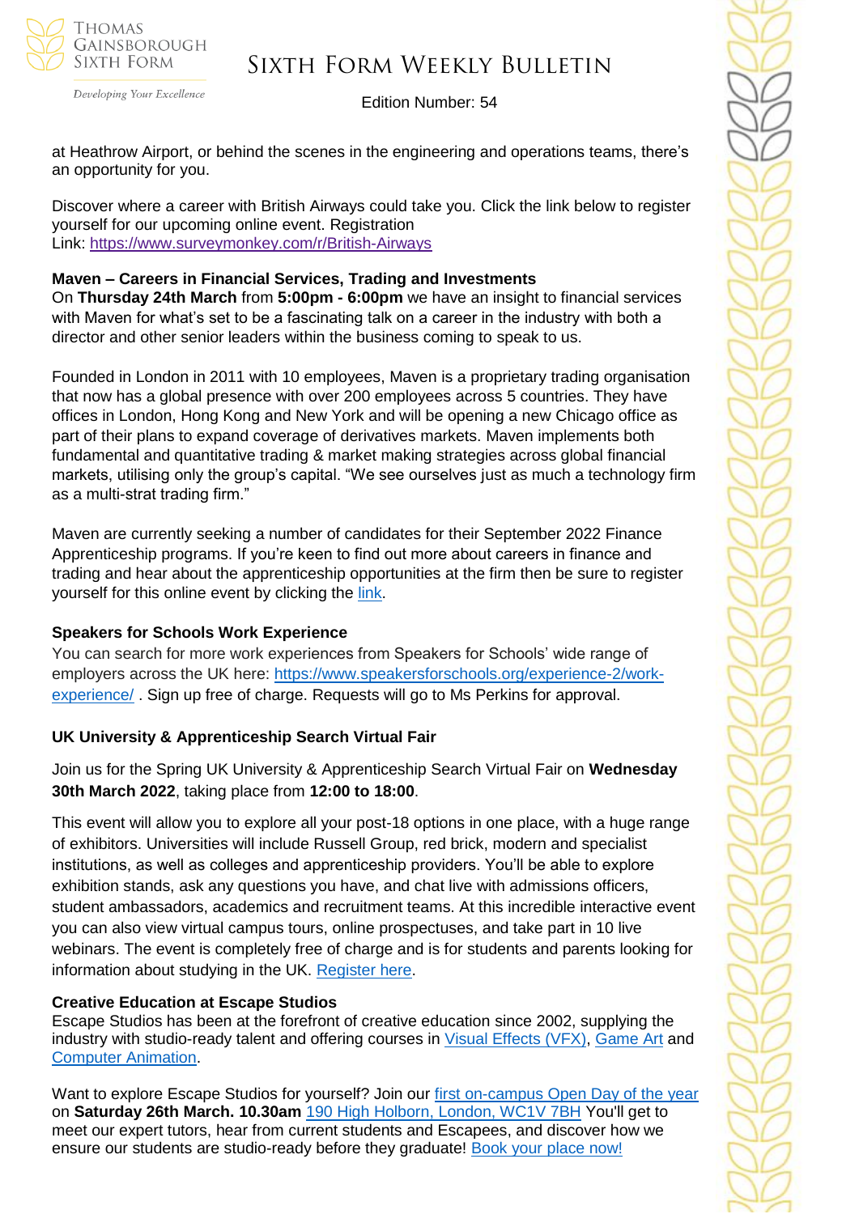at Heathrow Airport, or behind the scenes in the engineering and operations teams, there's an opportunity for you.

Discover where a career with British Airways could take you. Click the link below to register yourself for our upcoming online event. Registration Link: [https://www.surveymonkey.com/r/British-Airways](https://www.surveymonkey.com/r/British-Airways)

**Maven – Careers in Financial Services, Trading and Investments**

On **Thursday 24th March** from **5:00pm - 6:00pm** we have an insight to financial services with Maven for what's set to be a fascinating talk on a career in the industry with both a director and other senior leaders within the business coming to speak to us.

Founded in London in 2011 with 10 employees, Maven is a proprietary trading organisation that now has a global presence with over 200 employees across 5 countries. They have offices in London, Hong Kong and New York and will be opening a new Chicago office as part of their plans to expand coverage of derivatives markets. Maven implements both fundamental and quantitative trading & market making strategies across global financial markets, utilising only the group's capital. "We see ourselves just as much a technology firm as a multi-strat trading firm."

Maven are currently seeking a number of candidates for their September 2022 Finance Apprenticeship programs. If you're keen to find out more about careers in finance and trading and hear about the apprenticeship opportunities at the firm then be sure to register yourself for this online event by clicking the link.

**Speakers for Schools Work Experience**

You can search for more work experiences from Speakers for Schools' wide range of employers across the UK here: [https://www.speakersforschools.org/experience-2/work-experience/](https://www.speakersforschools.org/experience-2/work-experience/) . Sign up free of charge. Requests will go to Ms Perkins for approval.

**UK University & Apprenticeship Search Virtual Fair**

Join us for the Spring UK University & Apprenticeship Search Virtual Fair on **Wednesday 30th March 2022**, taking place from **12:00 to 18:00**.

This event will allow you to explore all your post-18 options in one place, with a huge range of exhibitors. Universities will include Russell Group, red brick, modern and specialist institutions, as well as colleges and apprenticeship providers. You'll be able to explore exhibition stands, ask any questions you have, and chat live with admissions officers, student ambassadors, academics and recruitment teams. At this incredible interactive event you can also view virtual campus tours, online prospectuses, and take part in 10 live webinars. The event is completely free of charge and is for students and parents looking for information about studying in the UK. Register here.

**Creative Education at Escape Studios**

Escape Studios has been at the forefront of creative education since 2002, supplying the industry with studio-ready talent and offering courses in Visual Effects (VFX), Game Art and Computer Animation.

Want to explore Escape Studios for yourself? Join our first on-campus Open Day of the year on **Saturday 26th March. 10.30am** 190 High Holborn, London, WC1V 7BH You'll get to meet our expert tutors, hear from current students and Escapees, and discover how we ensure our students are studio-ready before they graduate! Book your place now!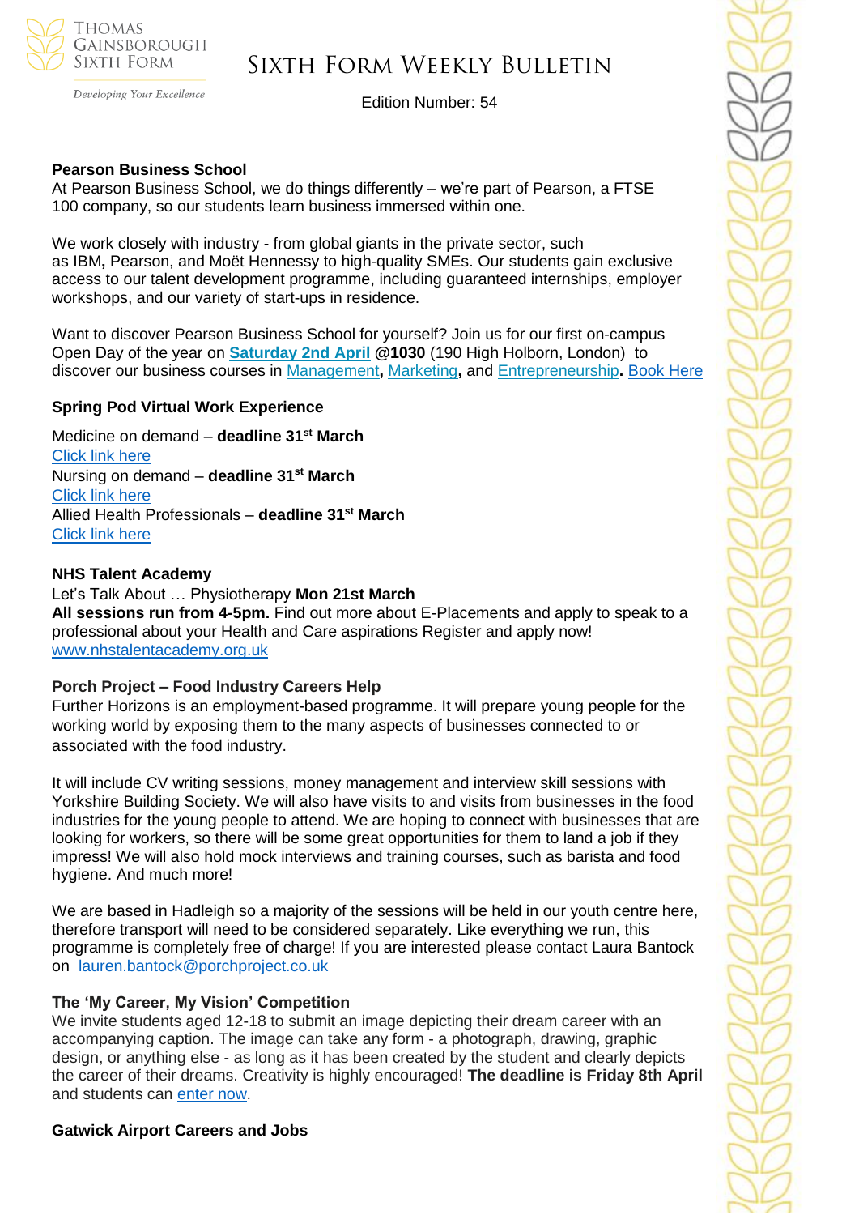**Pearson Business School**
At Pearson Business School, we do things differently – we're part of Pearson, a FTSE 100 company, so our students learn business immersed within one.

We work closely with industry - from global giants in the private sector, such as IBM**,** Pearson, and Moët Hennessy to high-quality SMEs. Our students gain exclusive access to our talent development programme, including guaranteed internships, employer workshops, and our variety of start-ups in residence.

Want to discover Pearson Business School for yourself? Join us for our first on-campus Open Day of the year on **Saturday 2nd April** **@1030** (190 High Holborn, London) to discover our business courses in Management**,** Marketing**,** and Entrepreneurship**.** Book Here

**Spring Pod Virtual Work Experience**

Medicine on demand – **deadline 31st March**
Click link here
Nursing on demand – **deadline 31st March**
Click link here
Allied Health Professionals – **deadline 31st March**
Click link here

**NHS Talent Academy**
Let's Talk About … Physiotherapy **Mon 21st March**
**All sessions run from 4-5pm.** Find out more about E-Placements and apply to speak to a professional about your Health and Care aspirations Register and apply now!
www.nhstalentacademy.org.uk

**Porch Project – Food Industry Careers Help**
Further Horizons is an employment-based programme. It will prepare young people for the working world by exposing them to the many aspects of businesses connected to or associated with the food industry.

It will include CV writing sessions, money management and interview skill sessions with Yorkshire Building Society. We will also have visits to and visits from businesses in the food industries for the young people to attend. We are hoping to connect with businesses that are looking for workers, so there will be some great opportunities for them to land a job if they impress! We will also hold mock interviews and training courses, such as barista and food hygiene. And much more!

We are based in Hadleigh so a majority of the sessions will be held in our youth centre here, therefore transport will need to be considered separately. Like everything we run, this programme is completely free of charge! If you are interested please contact Laura Bantock on lauren.bantock@porchproject.co.uk

**The 'My Career, My Vision' Competition**
We invite students aged 12-18 to submit an image depicting their dream career with an accompanying caption. The image can take any form - a photograph, drawing, graphic design, or anything else - as long as it has been created by the student and clearly depicts the career of their dreams. Creativity is highly encouraged! **The deadline is Friday 8th April** and students can enter now.

**Gatwick Airport Careers and Jobs**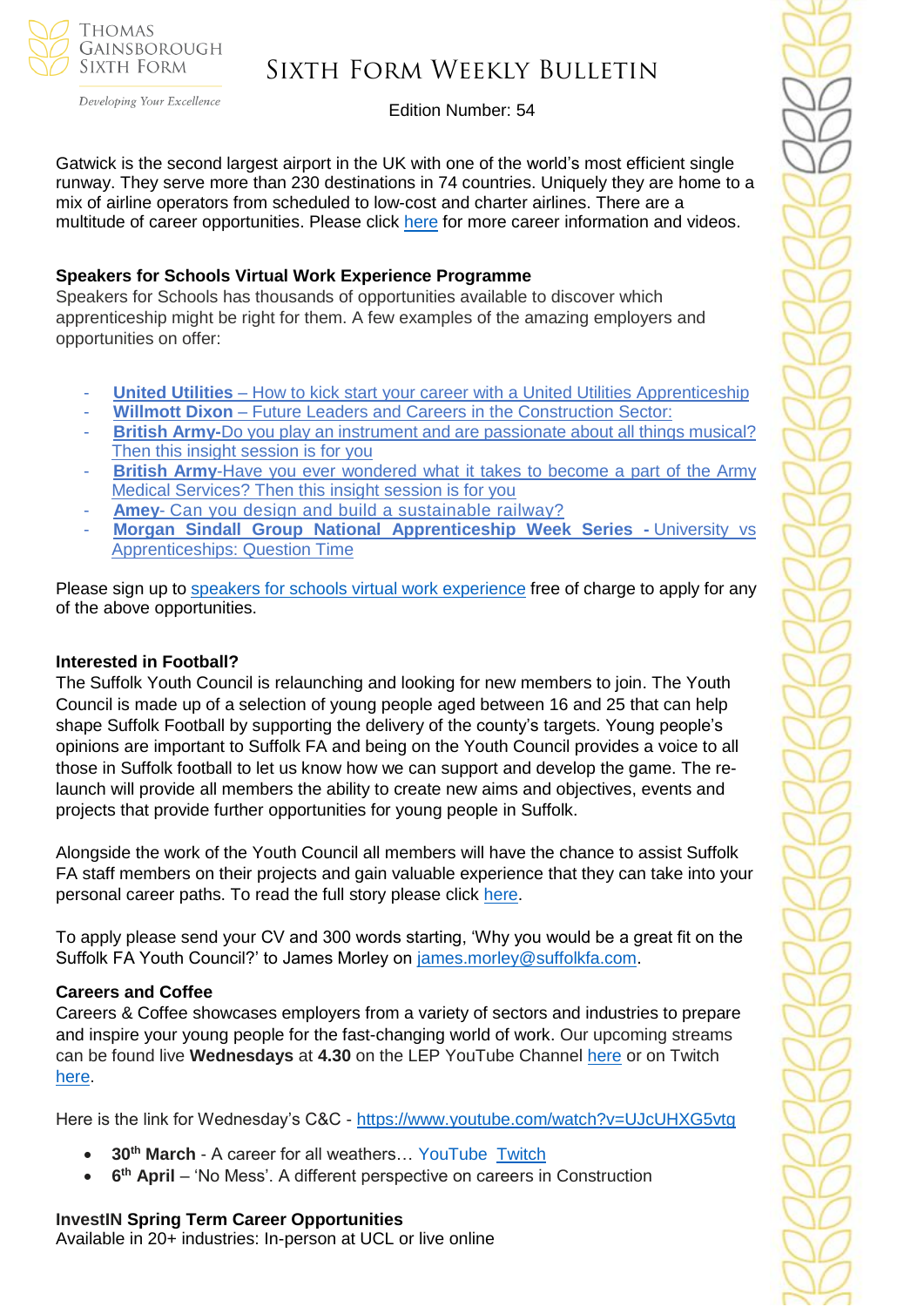Gatwick is the second largest airport in the UK with one of the world's most efficient single runway. They serve more than 230 destinations in 74 countries. Uniquely they are home to a mix of airline operators from scheduled to low-cost and charter airlines. There are a multitude of career opportunities. Please click here for more career information and videos.

**Speakers for Schools Virtual Work Experience Programme**

Speakers for Schools has thousands of opportunities available to discover which apprenticeship might be right for them. A few examples of the amazing employers and opportunities on offer:

- **United Utilities** – How to kick start your career with a United Utilities Apprenticeship
- **Willmott Dixon** – Future Leaders and Careers in the Construction Sector:
- **British Army**-Do you play an instrument and are passionate about all things musical? Then this insight session is for you
- **British Army**-Have you ever wondered what it takes to become a part of the Army Medical Services? Then this insight session is for you
- **Amey**- Can you design and build a sustainable railway?
- **Morgan Sindall Group National Apprenticeship Week Series** - University vs Apprenticeships: Question Time

Please sign up to speakers for schools virtual work experience free of charge to apply for any of the above opportunities.

**Interested in Football?**

The Suffolk Youth Council is relaunching and looking for new members to join. The Youth Council is made up of a selection of young people aged between 16 and 25 that can help shape Suffolk Football by supporting the delivery of the county's targets. Young people's opinions are important to Suffolk FA and being on the Youth Council provides a voice to all those in Suffolk football to let us know how we can support and develop the game. The re-launch will provide all members the ability to create new aims and objectives, events and projects that provide further opportunities for young people in Suffolk.

Alongside the work of the Youth Council all members will have the chance to assist Suffolk FA staff members on their projects and gain valuable experience that they can take into your personal career paths. To read the full story please click here.

To apply please send your CV and 300 words starting, 'Why you would be a great fit on the Suffolk FA Youth Council?' to James Morley on james.morley@suffolkfa.com.

**Careers and Coffee**

Careers & Coffee showcases employers from a variety of sectors and industries to prepare and inspire your young people for the fast-changing world of work. Our upcoming streams can be found live **Wednesdays** at **4.30** on the LEP YouTube Channel here or on Twitch here.

Here is the link for Wednesday's C&C - https://www.youtube.com/watch?v=UJcUHXG5vtg

- **30th March** - A career for all weathers… YouTube Twitch
- **6th April** – 'No Mess'. A different perspective on careers in Construction

**InvestIN Spring Term Career Opportunities**

Available in 20+ industries: In-person at UCL or live online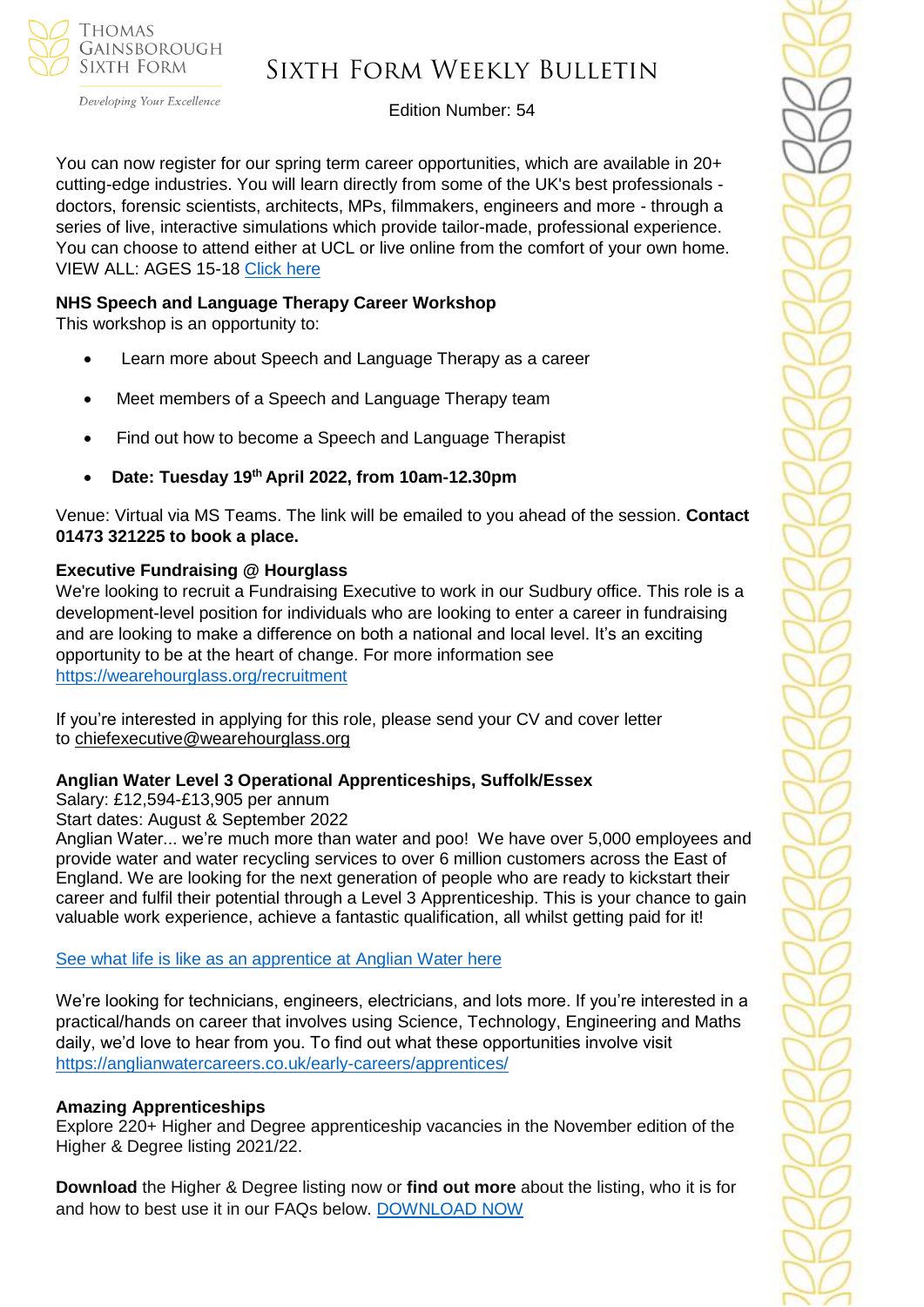You can now register for our spring term career opportunities, which are available in 20+ cutting-edge industries. You will learn directly from some of the UK's best professionals - doctors, forensic scientists, architects, MPs, filmmakers, engineers and more - through a series of live, interactive simulations which provide tailor-made, professional experience. You can choose to attend either at UCL or live online from the comfort of your own home. VIEW ALL: AGES 15-18 Click here

**NHS Speech and Language Therapy Career Workshop**

This workshop is an opportunity to:

- Learn more about Speech and Language Therapy as a career
- Meet members of a Speech and Language Therapy team
- Find out how to become a Speech and Language Therapist
- **Date: Tuesday 19th April 2022, from 10am-12.30pm**

Venue: Virtual via MS Teams. The link will be emailed to you ahead of the session. **Contact 01473 321225 to book a place.**

**Executive Fundraising @ Hourglass**

We're looking to recruit a Fundraising Executive to work in our Sudbury office. This role is a development-level position for individuals who are looking to enter a career in fundraising and are looking to make a difference on both a national and local level. It's an exciting opportunity to be at the heart of change. For more information see https://wearehourglass.org/recruitment

If you're interested in applying for this role, please send your CV and cover letter to chiefexecutive@wearehourglass.org

**Anglian Water Level 3 Operational Apprenticeships, Suffolk/Essex**

Salary: £12,594-£13,905 per annum

Start dates: August & September 2022

Anglian Water... we're much more than water and poo! We have over 5,000 employees and provide water and water recycling services to over 6 million customers across the East of England. We are looking for the next generation of people who are ready to kickstart their career and fulfil their potential through a Level 3 Apprenticeship. This is your chance to gain valuable work experience, achieve a fantastic qualification, all whilst getting paid for it!

See what life is like as an apprentice at Anglian Water here

We're looking for technicians, engineers, electricians, and lots more. If you're interested in a practical/hands on career that involves using Science, Technology, Engineering and Maths daily, we'd love to hear from you. To find out what these opportunities involve visit https://anglianwatercareers.co.uk/early-careers/apprentices/

**Amazing Apprenticeships**

Explore 220+ Higher and Degree apprenticeship vacancies in the November edition of the Higher & Degree listing 2021/22.

**Download** the Higher & Degree listing now or **find out more** about the listing, who it is for and how to best use it in our FAQs below. DOWNLOAD NOW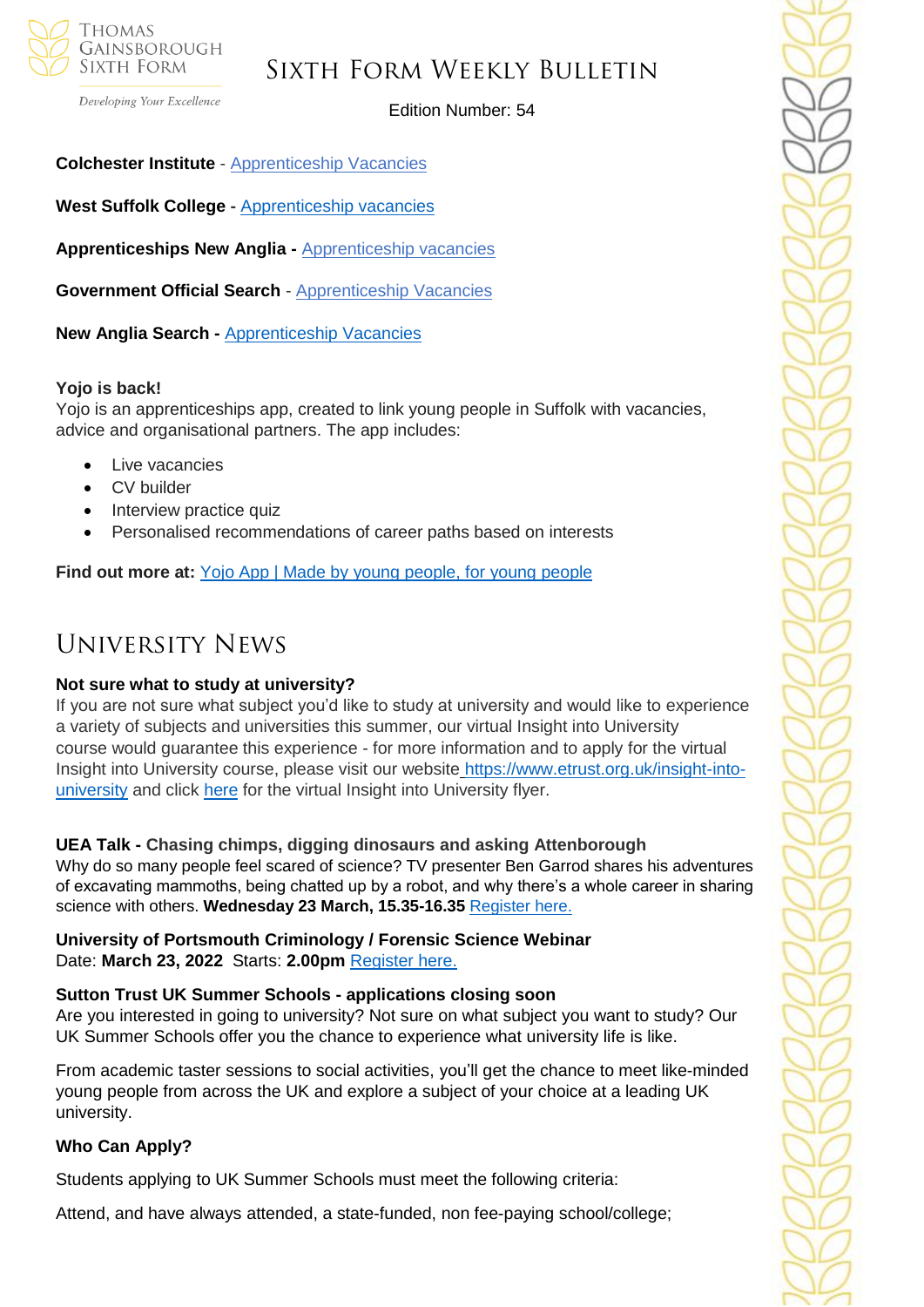**Colchester Institute** - Apprenticeship Vacancies

**West Suffolk College -** Apprenticeship vacancies

**Apprenticeships New Anglia -** Apprenticeship vacancies

**Government Official Search** - Apprenticeship Vacancies

**New Anglia Search -** Apprenticeship Vacancies

**Yojo is back!**
Yojo is an apprenticeships app, created to link young people in Suffolk with vacancies, advice and organisational partners. The app includes:

- Live vacancies
- CV builder
- Interview practice quiz
- Personalised recommendations of career paths based on interests

**Find out more at:** Yojo App | Made by young people, for young people

# University News

**Not sure what to study at university?**
If you are not sure what subject you'd like to study at university and would like to experience a variety of subjects and universities this summer, our virtual Insight into University course would guarantee this experience - for more information and to apply for the virtual Insight into University course, please visit our website https://www.etrust.org.uk/insight-into-university and click here for the virtual Insight into University flyer.

**UEA Talk - Chasing chimps, digging dinosaurs and asking Attenborough**
Why do so many people feel scared of science? TV presenter Ben Garrod shares his adventures of excavating mammoths, being chatted up by a robot, and why there's a whole career in sharing science with others. **Wednesday 23 March, 15.35-16.35** Register here.

**University of Portsmouth Criminology / Forensic Science Webinar**
Date: **March 23, 2022** Starts: **2.00pm** Register here.

**Sutton Trust UK Summer Schools - applications closing soon**
Are you interested in going to university? Not sure on what subject you want to study? Our UK Summer Schools offer you the chance to experience what university life is like.

From academic taster sessions to social activities, you'll get the chance to meet like-minded young people from across the UK and explore a subject of your choice at a leading UK university.

**Who Can Apply?**

Students applying to UK Summer Schools must meet the following criteria:

Attend, and have always attended, a state-funded, non fee-paying school/college;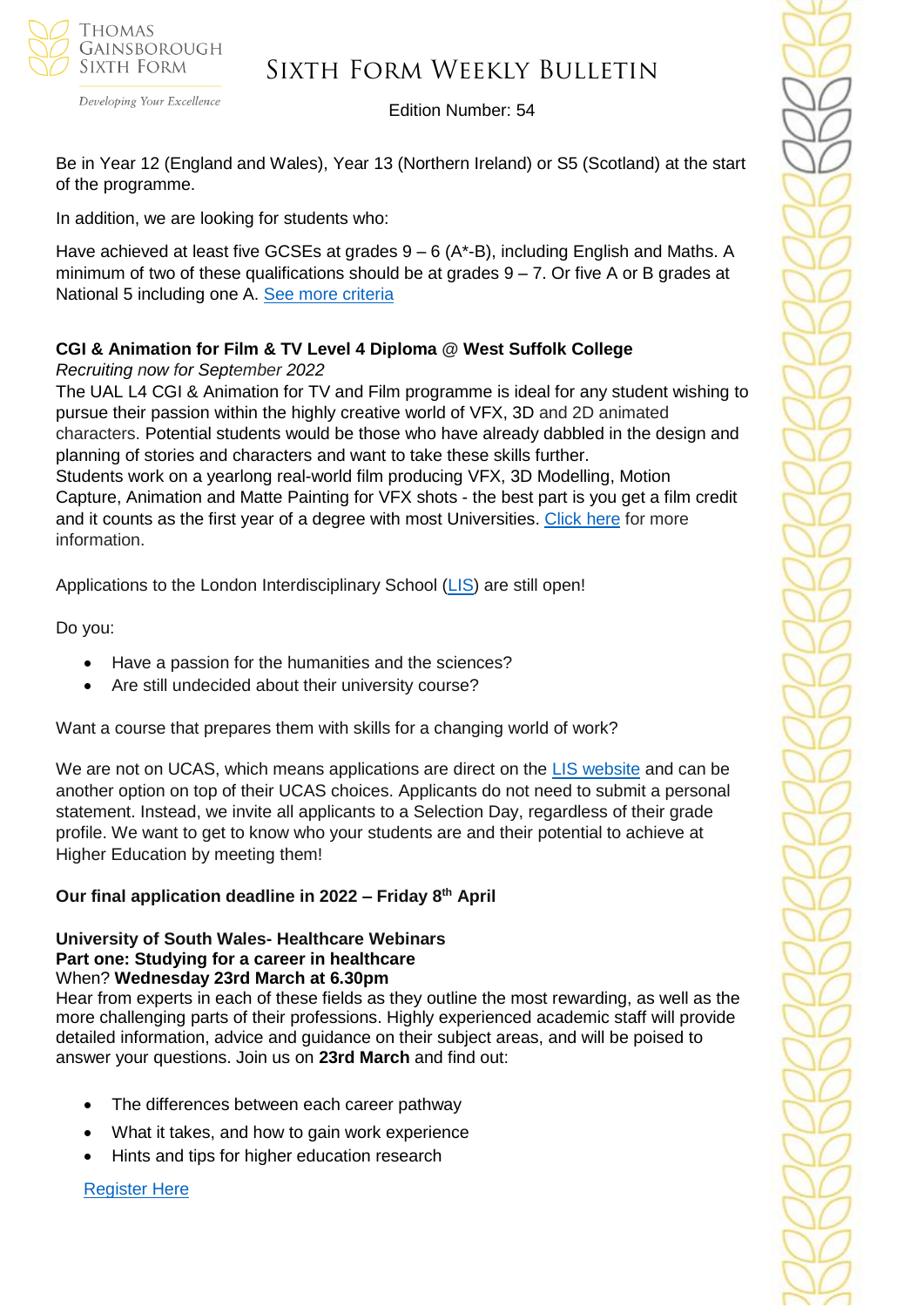Be in Year 12 (England and Wales), Year 13 (Northern Ireland) or S5 (Scotland) at the start of the programme.

In addition, we are looking for students who:

Have achieved at least five GCSEs at grades 9 – 6 (A*-B), including English and Maths. A minimum of two of these qualifications should be at grades 9 – 7. Or five A or B grades at National 5 including one A. See more criteria

**CGI & Animation for Film & TV Level 4 Diploma @ West Suffolk College**

*Recruiting now for September 2022*

The UAL L4 CGI & Animation for TV and Film programme is ideal for any student wishing to pursue their passion within the highly creative world of VFX, 3D and 2D animated characters. Potential students would be those who have already dabbled in the design and planning of stories and characters and want to take these skills further.

Students work on a yearlong real-world film producing VFX, 3D Modelling, Motion Capture, Animation and Matte Painting for VFX shots - the best part is you get a film credit and it counts as the first year of a degree with most Universities. Click here for more information.

Applications to the London Interdisciplinary School (LIS) are still open!

Do you:

- Have a passion for the humanities and the sciences?
- Are still undecided about their university course?

Want a course that prepares them with skills for a changing world of work?

We are not on UCAS, which means applications are direct on the LIS website and can be another option on top of their UCAS choices. Applicants do not need to submit a personal statement. Instead, we invite all applicants to a Selection Day, regardless of their grade profile. We want to get to know who your students are and their potential to achieve at Higher Education by meeting them!

**Our final application deadline in 2022 – Friday 8th April**

**University of South Wales- Healthcare Webinars**
**Part one: Studying for a career in healthcare**
When? **Wednesday 23rd March at 6.30pm**

Hear from experts in each of these fields as they outline the most rewarding, as well as the more challenging parts of their professions. Highly experienced academic staff will provide detailed information, advice and guidance on their subject areas, and will be poised to answer your questions. Join us on **23rd March** and find out:

- The differences between each career pathway
- What it takes, and how to gain work experience
- Hints and tips for higher education research

Register Here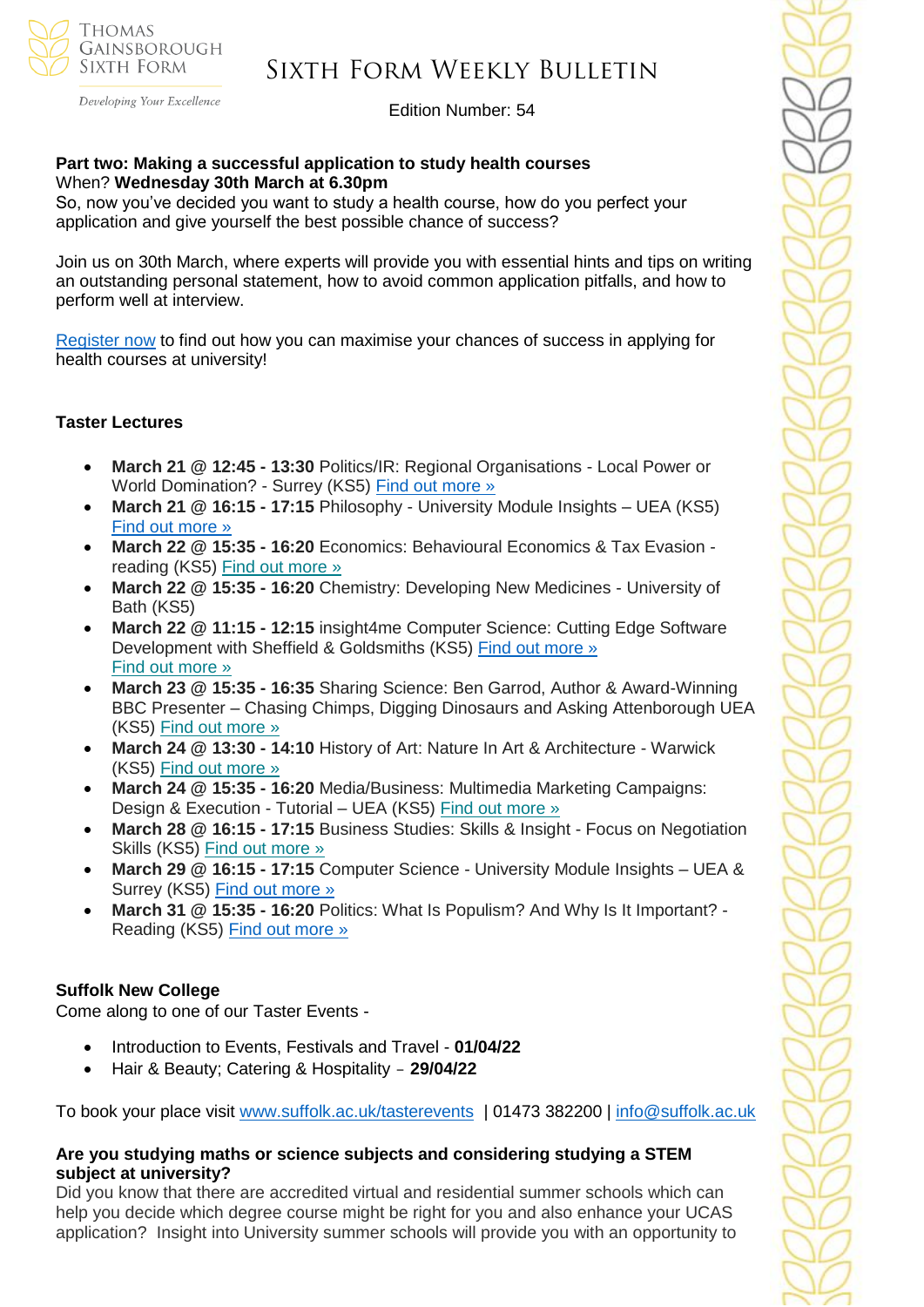**Part two: Making a successful application to study health courses**
When? **Wednesday 30th March at 6.30pm**
So, now you've decided you want to study a health course, how do you perfect your application and give yourself the best possible chance of success?

Join us on 30th March, where experts will provide you with essential hints and tips on writing an outstanding personal statement, how to avoid common application pitfalls, and how to perform well at interview.

Register now to find out how you can maximise your chances of success in applying for health courses at university!

**Taster Lectures**

- **March 21 @ 12:45 - 13:30** Politics/IR: Regional Organisations - Local Power or World Domination? - Surrey (KS5) Find out more »
- **March 21 @ 16:15 - 17:15** Philosophy - University Module Insights – UEA (KS5) Find out more »
- **March 22 @ 15:35 - 16:20** Economics: Behavioural Economics & Tax Evasion - reading (KS5) Find out more »
- **March 22 @ 15:35 - 16:20** Chemistry: Developing New Medicines - University of Bath (KS5)
- **March 22 @ 11:15 - 12:15** insight4me Computer Science: Cutting Edge Software Development with Sheffield & Goldsmiths (KS5) Find out more » Find out more »
- **March 23 @ 15:35 - 16:35** Sharing Science: Ben Garrod, Author & Award-Winning BBC Presenter – Chasing Chimps, Digging Dinosaurs and Asking Attenborough UEA (KS5) Find out more »
- **March 24 @ 13:30 - 14:10** History of Art: Nature In Art & Architecture - Warwick (KS5) Find out more »
- **March 24 @ 15:35 - 16:20** Media/Business: Multimedia Marketing Campaigns: Design & Execution - Tutorial – UEA (KS5) Find out more »
- **March 28 @ 16:15 - 17:15** Business Studies: Skills & Insight - Focus on Negotiation Skills (KS5) Find out more »
- **March 29 @ 16:15 - 17:15** Computer Science - University Module Insights – UEA & Surrey (KS5) Find out more »
- **March 31 @ 15:35 - 16:20** Politics: What Is Populism? And Why Is It Important? - Reading (KS5) Find out more »

**Suffolk New College**
Come along to one of our Taster Events -

- Introduction to Events, Festivals and Travel - **01/04/22**
- Hair & Beauty; Catering & Hospitality – **29/04/22**

To book your place visit www.suffolk.ac.uk/tasterevents | 01473 382200 | info@suffolk.ac.uk

**Are you studying maths or science subjects and considering studying a STEM subject at university?**
Did you know that there are accredited virtual and residential summer schools which can help you decide which degree course might be right for you and also enhance your UCAS application? Insight into University summer schools will provide you with an opportunity to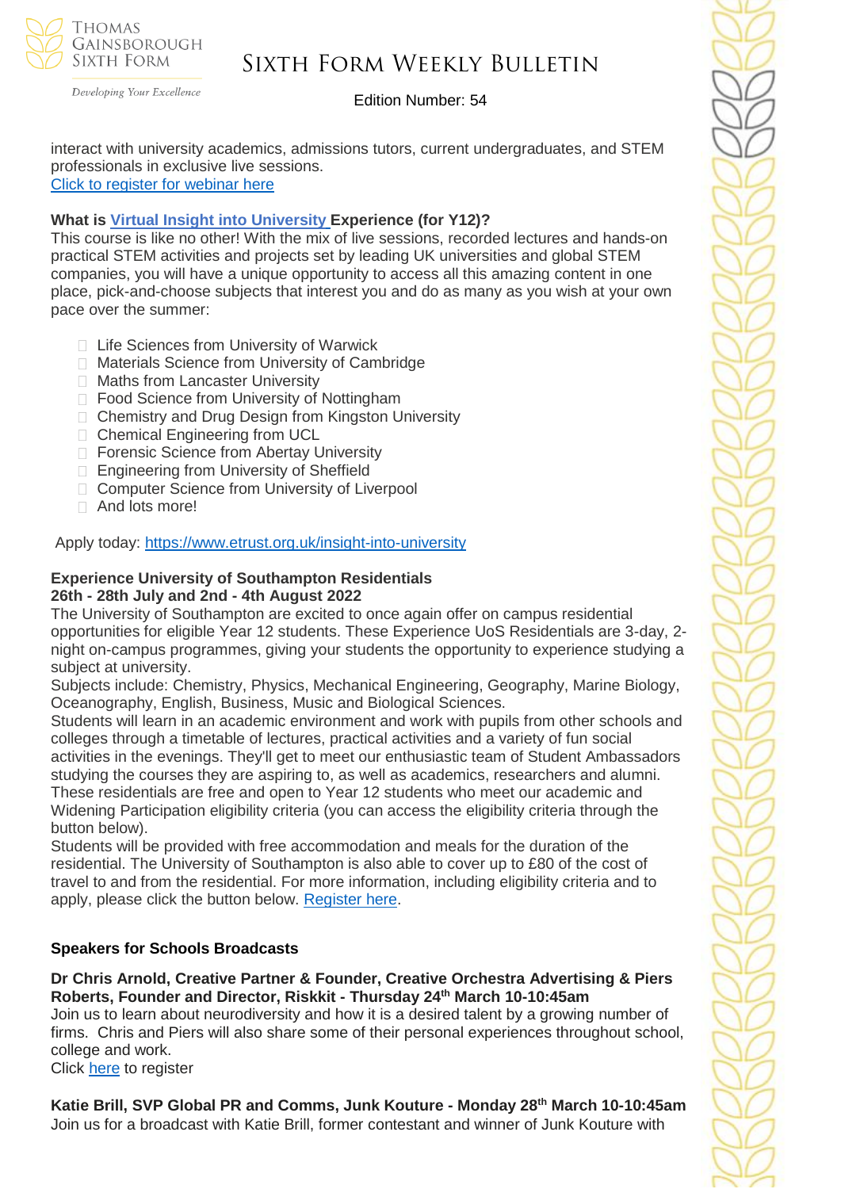interact with university academics, admissions tutors, current undergraduates, and STEM professionals in exclusive live sessions.
[Click to register for webinar here]

**What is [Virtual Insight into University] Experience (for Y12)?**

This course is like no other! With the mix of live sessions, recorded lectures and hands-on practical STEM activities and projects set by leading UK universities and global STEM companies, you will have a unique opportunity to access all this amazing content in one place, pick-and-choose subjects that interest you and do as many as you wish at your own pace over the summer:

- Life Sciences from University of Warwick
- Materials Science from University of Cambridge
- Maths from Lancaster University
- Food Science from University of Nottingham
- Chemistry and Drug Design from Kingston University
- Chemical Engineering from UCL
- Forensic Science from Abertay University
- Engineering from University of Sheffield
- Computer Science from University of Liverpool
- And lots more!

Apply today: https://www.etrust.org.uk/insight-into-university

**Experience University of Southampton Residentials**
**26th - 28th July and 2nd - 4th August 2022**

The University of Southampton are excited to once again offer on campus residential opportunities for eligible Year 12 students. These Experience UoS Residentials are 3-day, 2-night on-campus programmes, giving your students the opportunity to experience studying a subject at university.

Subjects include: Chemistry, Physics, Mechanical Engineering, Geography, Marine Biology, Oceanography, English, Business, Music and Biological Sciences.

Students will learn in an academic environment and work with pupils from other schools and colleges through a timetable of lectures, practical activities and a variety of fun social activities in the evenings. They'll get to meet our enthusiastic team of Student Ambassadors studying the courses they are aspiring to, as well as academics, researchers and alumni. These residentials are free and open to Year 12 students who meet our academic and Widening Participation eligibility criteria (you can access the eligibility criteria through the button below).

Students will be provided with free accommodation and meals for the duration of the residential. The University of Southampton is also able to cover up to £80 of the cost of travel to and from the residential. For more information, including eligibility criteria and to apply, please click the button below. [Register here].

**Speakers for Schools Broadcasts**

**Dr Chris Arnold, Creative Partner & Founder, Creative Orchestra Advertising & Piers Roberts, Founder and Director, Riskkit - Thursday 24th March 10-10:45am**

Join us to learn about neurodiversity and how it is a desired talent by a growing number of firms. Chris and Piers will also share some of their personal experiences throughout school, college and work.

Click [here] to register

**Katie Brill, SVP Global PR and Comms, Junk Kouture - Monday 28th March 10-10:45am**

Join us for a broadcast with Katie Brill, former contestant and winner of Junk Kouture with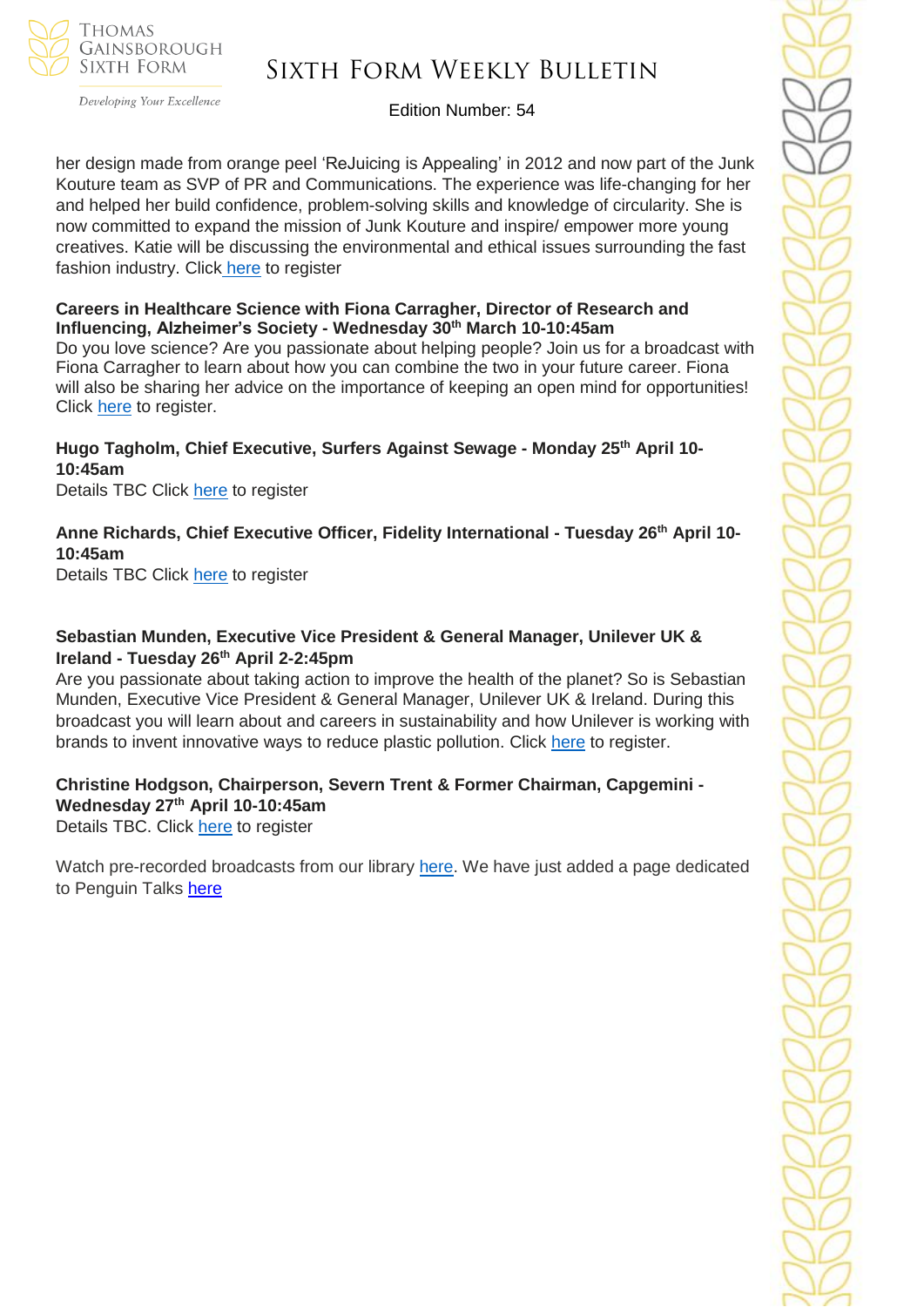her design made from orange peel 'ReJuicing is Appealing' in 2012 and now part of the Junk Kouture team as SVP of PR and Communications. The experience was life-changing for her and helped her build confidence, problem-solving skills and knowledge of circularity. She is now committed to expand the mission of Junk Kouture and inspire/ empower more young creatives. Katie will be discussing the environmental and ethical issues surrounding the fast fashion industry. Click here to register

**Careers in Healthcare Science with Fiona Carragher, Director of Research and Influencing, Alzheimer's Society - Wednesday 30th March 10-10:45am**
Do you love science? Are you passionate about helping people? Join us for a broadcast with Fiona Carragher to learn about how you can combine the two in your future career. Fiona will also be sharing her advice on the importance of keeping an open mind for opportunities! Click here to register.

**Hugo Tagholm, Chief Executive, Surfers Against Sewage - Monday 25th April 10-10:45am**
Details TBC Click here to register

**Anne Richards, Chief Executive Officer, Fidelity International - Tuesday 26th April 10-10:45am**
Details TBC Click here to register

**Sebastian Munden, Executive Vice President & General Manager, Unilever UK & Ireland - Tuesday 26th April 2-2:45pm**
Are you passionate about taking action to improve the health of the planet? So is Sebastian Munden, Executive Vice President & General Manager, Unilever UK & Ireland. During this broadcast you will learn about and careers in sustainability and how Unilever is working with brands to invent innovative ways to reduce plastic pollution. Click here to register.

**Christine Hodgson, Chairperson, Severn Trent & Former Chairman, Capgemini - Wednesday 27th April 10-10:45am**
Details TBC. Click here to register

Watch pre-recorded broadcasts from our library here. We have just added a page dedicated to Penguin Talks here